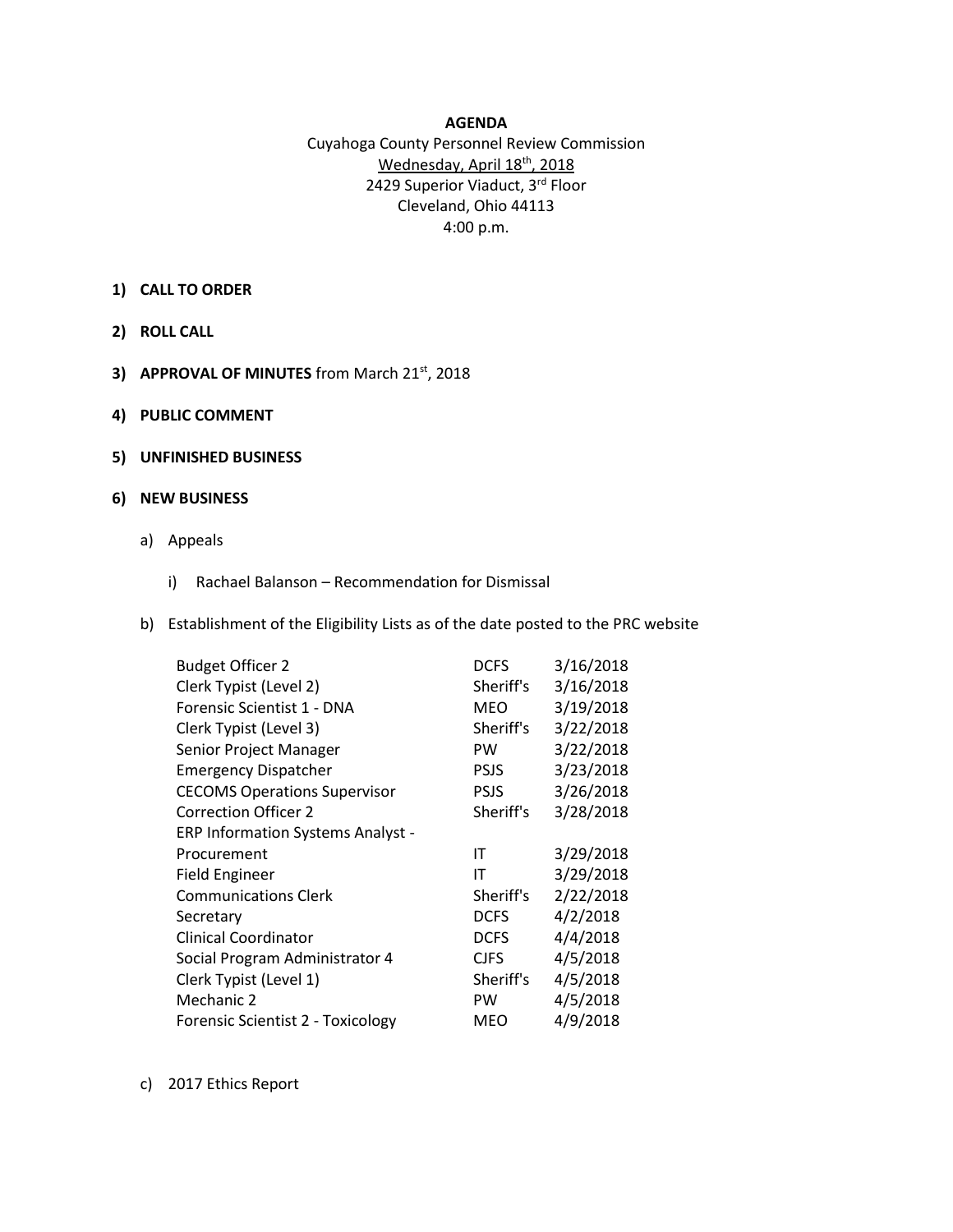**AGENDA**

Cuyahoga County Personnel Review Commission

Wednesday, April 18th, 2018

2429 Superior Viaduct, 3rd Floor

Cleveland, Ohio 44113

4:00 p.m.

1) **CALL TO ORDER**

2) **ROLL CALL**

3) **APPROVAL OF MINUTES** from March 21st, 2018

4) **PUBLIC COMMENT**

5) **UNFINISHED BUSINESS**

6) **NEW BUSINESS**

   a) Appeals

      i) Rachael Balanson – Recommendation for Dismissal

   b) Establishment of the Eligibility Lists as of the date posted to the PRC website

| | | |
|---|---|---|
| Budget Officer 2 | DCFS | 3/16/2018 |
| Clerk Typist (Level 2) | Sheriff's | 3/16/2018 |
| Forensic Scientist 1 - DNA | MEO | 3/19/2018 |
| Clerk Typist (Level 3) | Sheriff's | 3/22/2018 |
| Senior Project Manager | PW | 3/22/2018 |
| Emergency Dispatcher | PSJS | 3/23/2018 |
| CECOMS Operations Supervisor | PSJS | 3/26/2018 |
| Correction Officer 2 | Sheriff's | 3/28/2018 |
| ERP Information Systems Analyst - Procurement | IT | 3/29/2018 |
| Field Engineer | IT | 3/29/2018 |
| Communications Clerk | Sheriff's | 2/22/2018 |
| Secretary | DCFS | 4/2/2018 |
| Clinical Coordinator | DCFS | 4/4/2018 |
| Social Program Administrator 4 | CJFS | 4/5/2018 |
| Clerk Typist (Level 1) | Sheriff's | 4/5/2018 |
| Mechanic 2 | PW | 4/5/2018 |
| Forensic Scientist 2 - Toxicology | MEO | 4/9/2018 |

   c) 2017 Ethics Report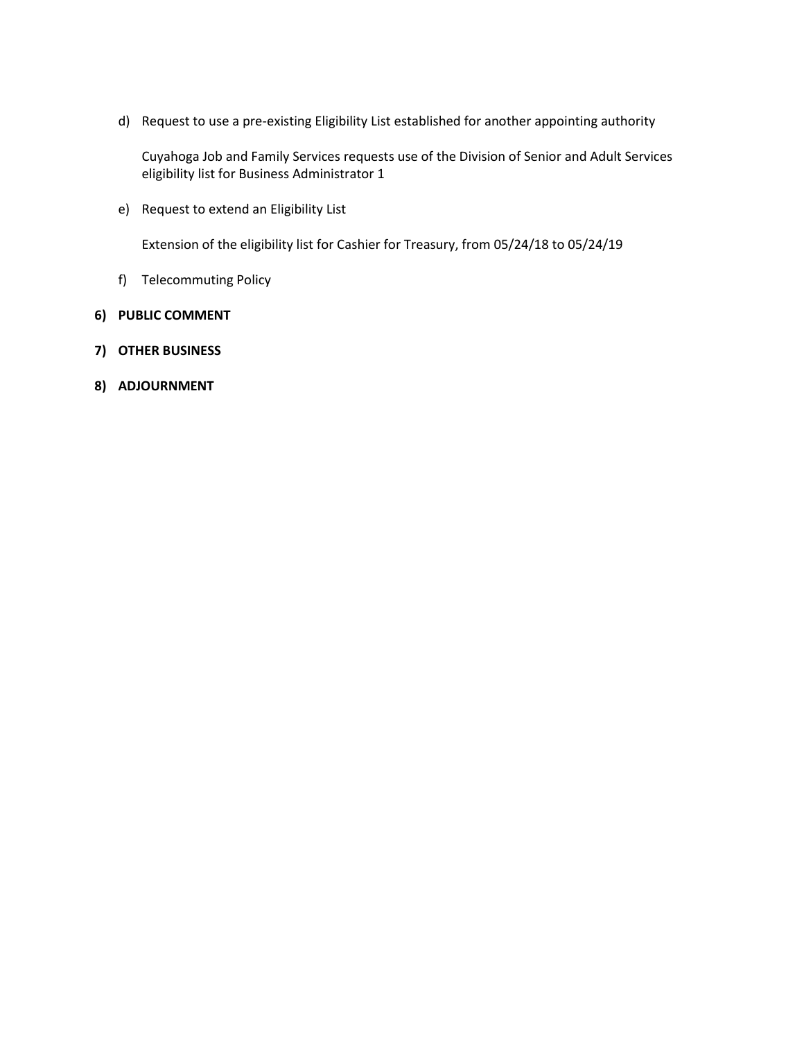d) Request to use a pre-existing Eligibility List established for another appointing authority

   Cuyahoga Job and Family Services requests use of the Division of Senior and Adult Services eligibility list for Business Administrator 1

e) Request to extend an Eligibility List

   Extension of the eligibility list for Cashier for Treasury, from 05/24/18 to 05/24/19

f) Telecommuting Policy

**6) PUBLIC COMMENT**

**7) OTHER BUSINESS**

**8) ADJOURNMENT**